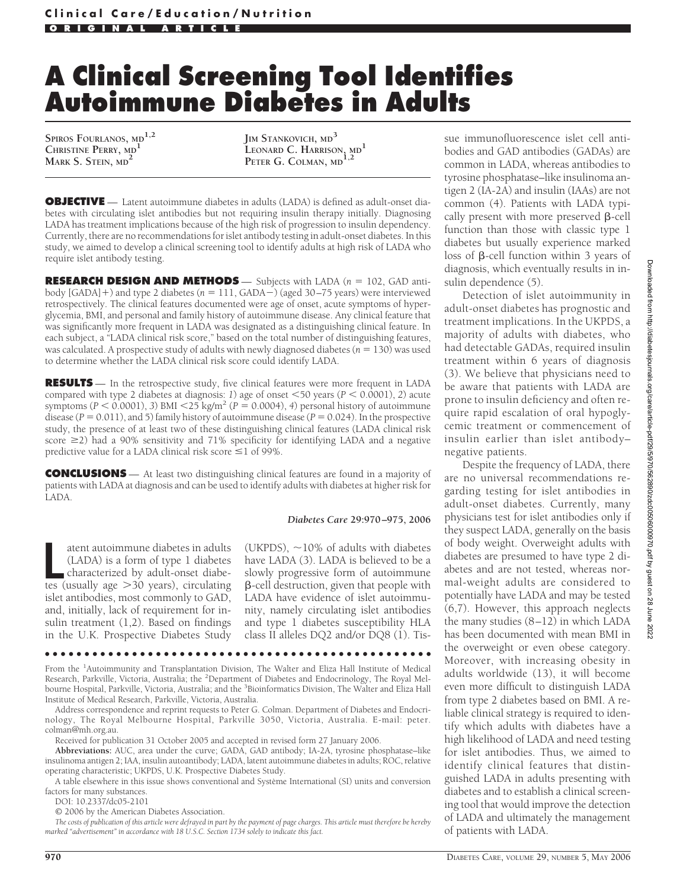Clinical Care/Education/Nutrition

ORIGINAL ARTICLE

# A Clinical Screening Tool Identifies Autoimmune Diabetes in Adults

Spiros Fourlanos, md[1,2]
Christine Perry, md[1]
Mark S. Stein, md[2]
Jim Stankovich, md[3]
Leonard C. Harrison, md[1]
Peter G. Colman, md[1,2]

**OBJECTIVE** — Latent autoimmune diabetes in adults (LADA) is defined as adult-onset diabetes with circulating islet antibodies but not requiring insulin therapy initially. Diagnosing LADA has treatment implications because of the high risk of progression to insulin dependency. Currently, there are no recommendations for islet antibody testing in adult-onset diabetes. In this study, we aimed to develop a clinical screening tool to identify adults at high risk of LADA who require islet antibody testing.

**RESEARCH DESIGN AND METHODS** — Subjects with LADA ($n = 102$, GAD antibody [GADA]+) and type 2 diabetes ($n = 111$, GADA−) (aged 30–75 years) were interviewed retrospectively. The clinical features documented were age of onset, acute symptoms of hyperglycemia, BMI, and personal and family history of autoimmune disease. Any clinical feature that was significantly more frequent in LADA was designated as a distinguishing clinical feature. In each subject, a "LADA clinical risk score," based on the total number of distinguishing features, was calculated. A prospective study of adults with newly diagnosed diabetes ($n = 130$) was used to determine whether the LADA clinical risk score could identify LADA.

**RESULTS** — In the retrospective study, five clinical features were more frequent in LADA compared with type 2 diabetes at diagnosis: *1*) age of onset <50 years ($P < 0.0001$), *2*) acute symptoms ($P < 0.0001$), *3*) BMI <25 kg/m$^2$ ($P = 0.0004$), *4*) personal history of autoimmune disease ($P = 0.011$), and *5*) family history of autoimmune disease ($P = 0.024$). In the prospective study, the presence of at least two of these distinguishing clinical features (LADA clinical risk score ≥2) had a 90% sensitivity and 71% specificity for identifying LADA and a negative predictive value for a LADA clinical risk score ≤1 of 99%.

**CONCLUSIONS** — At least two distinguishing clinical features are found in a majority of patients with LADA at diagnosis and can be used to identify adults with diabetes at higher risk for LADA.

*Diabetes Care* **29:**970–975, 2006

Latent autoimmune diabetes in adults (LADA) is a form of type 1 diabetes characterized by adult-onset diabetes (usually age >30 years), circulating islet antibodies, most commonly to GAD, and, initially, lack of requirement for insulin treatment (1,2). Based on findings in the U.K. Prospective Diabetes Study (UKPDS), ~10% of adults with diabetes have LADA (3). LADA is believed to be a slowly progressive form of autoimmune β-cell destruction, given that people with LADA have evidence of islet autoimmunity, namely circulating islet antibodies and type 1 diabetes susceptibility HLA class II alleles DQ2 and/or DQ8 (1). Tissue immunofluorescence islet cell antibodies and GAD antibodies (GADAs) are common in LADA, whereas antibodies to tyrosine phosphatase–like insulinoma antigen 2 (IA-2A) and insulin (IAAs) are not common (4). Patients with LADA typically present with more preserved β-cell function than those with classic type 1 diabetes but usually experience marked loss of β-cell function within 3 years of diagnosis, which eventually results in insulin dependence (5).

Detection of islet autoimmunity in adult-onset diabetes has prognostic and treatment implications. In the UKPDS, a majority of adults with diabetes, who had detectable GADAs, required insulin treatment within 6 years of diagnosis (3). We believe that physicians need to be aware that patients with LADA are prone to insulin deficiency and often require rapid escalation of oral hypoglycemic treatment or commencement of insulin earlier than islet antibody–negative patients.

Despite the frequency of LADA, there are no universal recommendations regarding testing for islet antibodies in adult-onset diabetes. Currently, many physicians test for islet antibodies only if they suspect LADA, generally on the basis of body weight. Overweight adults with diabetes are presumed to have type 2 diabetes and are not tested, whereas normal-weight adults are considered to potentially have LADA and may be tested (6,7). However, this approach neglects the many studies (8–12) in which LADA has been documented with mean BMI in the overweight or even obese category. Moreover, with increasing obesity in adults worldwide (13), it will become even more difficult to distinguish LADA from type 2 diabetes based on BMI. A reliable clinical strategy is required to identify which adults with diabetes have a high likelihood of LADA and need testing for islet antibodies. Thus, we aimed to identify clinical features that distinguished LADA in adults presenting with diabetes and to establish a clinical screening tool that would improve the detection of LADA and ultimately the management of patients with LADA.

---

From the [1]Autoimmunity and Transplantation Division, The Walter and Eliza Hall Institute of Medical Research, Parkville, Victoria, Australia; the [2]Department of Diabetes and Endocrinology, The Royal Melbourne Hospital, Parkville, Victoria, Australia; and the [3]Bioinformatics Division, The Walter and Eliza Hall Institute of Medical Research, Parkville, Victoria, Australia.

Address correspondence and reprint requests to Peter G. Colman. Department of Diabetes and Endocrinology, The Royal Melbourne Hospital, Parkville 3050, Victoria, Australia. E-mail: peter.colman@mh.org.au.

Received for publication 31 October 2005 and accepted in revised form 27 January 2006.

**Abbreviations:** AUC, area under the curve; GADA, GAD antibody; IA-2A, tyrosine phosphatase–like insulinoma antigen 2; IAA, insulin autoantibody; LADA, latent autoimmune diabetes in adults; ROC, relative operating characteristic; UKPDS, U.K. Prospective Diabetes Study.

A table elsewhere in this issue shows conventional and Système International (SI) units and conversion factors for many substances.

DOI: 10.2337/dc05-2101

© 2006 by the American Diabetes Association.

*The costs of publication of this article were defrayed in part by the payment of page charges. This article must therefore be hereby marked "advertisement" in accordance with 18 U.S.C. Section 1734 solely to indicate this fact.*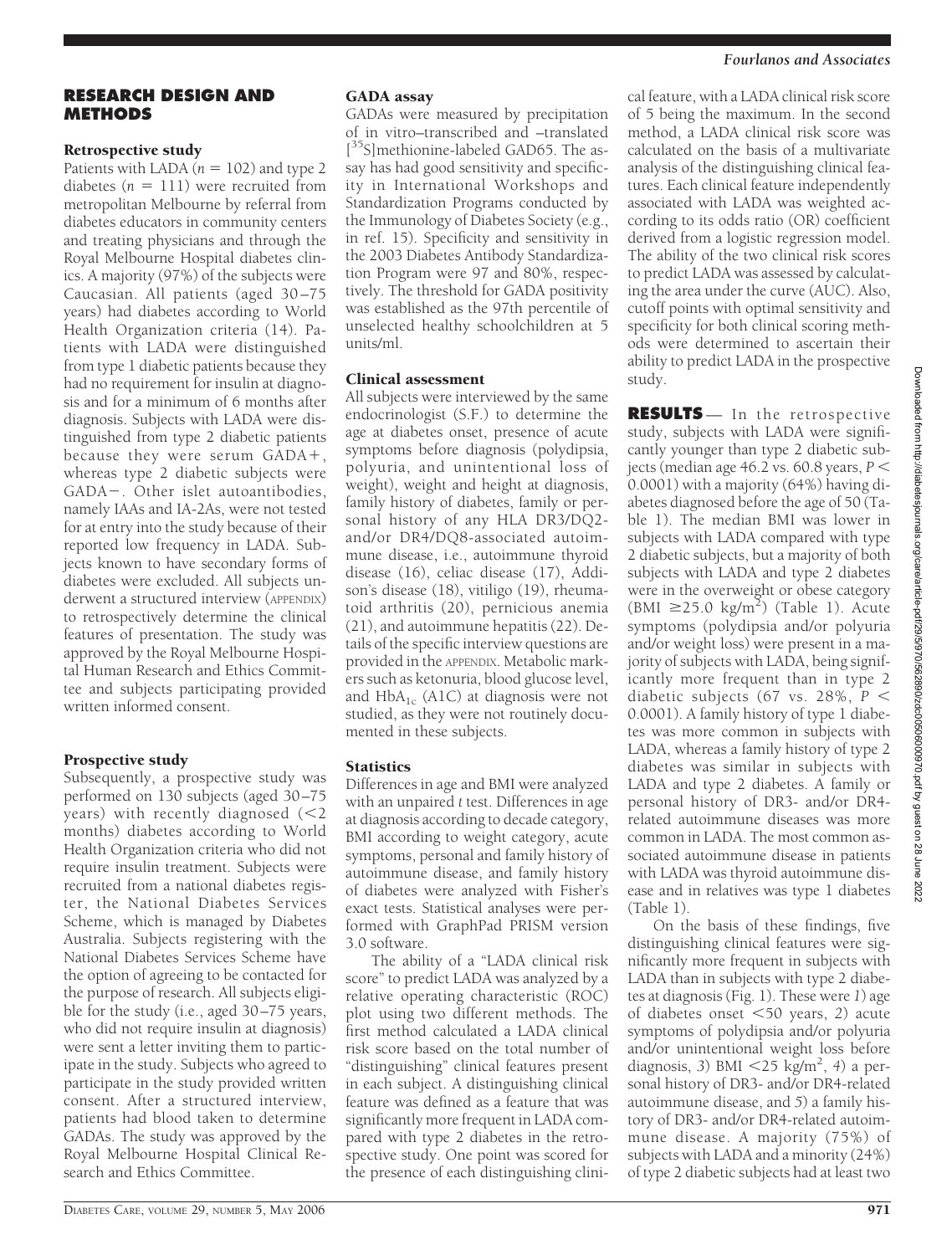## RESEARCH DESIGN AND METHODS

### Retrospective study

Patients with LADA ($n = 102$) and type 2 diabetes ($n = 111$) were recruited from metropolitan Melbourne by referral from diabetes educators in community centers and treating physicians and through the Royal Melbourne Hospital diabetes clinics. A majority (97%) of the subjects were Caucasian. All patients (aged 30–75 years) had diabetes according to World Health Organization criteria (14). Patients with LADA were distinguished from type 1 diabetic patients because they had no requirement for insulin at diagnosis and for a minimum of 6 months after diagnosis. Subjects with LADA were distinguished from type 2 diabetic patients because they were serum GADA+, whereas type 2 diabetic subjects were GADA−. Other islet autoantibodies, namely IAAs and IA-2As, were not tested for at entry into the study because of their reported low frequency in LADA. Subjects known to have secondary forms of diabetes were excluded. All subjects underwent a structured interview (APPENDIX) to retrospectively determine the clinical features of presentation. The study was approved by the Royal Melbourne Hospital Human Research and Ethics Committee and subjects participating provided written informed consent.

### Prospective study

Subsequently, a prospective study was performed on 130 subjects (aged 30–75 years) with recently diagnosed (<2 months) diabetes according to World Health Organization criteria who did not require insulin treatment. Subjects were recruited from a national diabetes register, the National Diabetes Services Scheme, which is managed by Diabetes Australia. Subjects registering with the National Diabetes Services Scheme have the option of agreeing to be contacted for the purpose of research. All subjects eligible for the study (i.e., aged 30–75 years, who did not require insulin at diagnosis) were sent a letter inviting them to participate in the study. Subjects who agreed to participate in the study provided written consent. After a structured interview, patients had blood taken to determine GADAs. The study was approved by the Royal Melbourne Hospital Clinical Research and Ethics Committee.

### GADA assay

GADAs were measured by precipitation of in vitro–transcribed and –translated [$^{35}$S]methionine-labeled GAD65. The assay has had good sensitivity and specificity in International Workshops and Standardization Programs conducted by the Immunology of Diabetes Society (e.g., in ref. 15). Specificity and sensitivity in the 2003 Diabetes Antibody Standardization Program were 97 and 80%, respectively. The threshold for GADA positivity was established as the 97th percentile of unselected healthy schoolchildren at 5 units/ml.

### Clinical assessment

All subjects were interviewed by the same endocrinologist (S.F.) to determine the age at diabetes onset, presence of acute symptoms before diagnosis (polydipsia, polyuria, and unintentional loss of weight), weight and height at diagnosis, family history of diabetes, family or personal history of any HLA DR3/DQ2- and/or DR4/DQ8-associated autoimmune disease, i.e., autoimmune thyroid disease (16), celiac disease (17), Addison's disease (18), vitiligo (19), rheumatoid arthritis (20), pernicious anemia (21), and autoimmune hepatitis (22). Details of the specific interview questions are provided in the APPENDIX. Metabolic markers such as ketonuria, blood glucose level, and $HbA_{1c}$ (A1C) at diagnosis were not studied, as they were not routinely documented in these subjects.

### Statistics

Differences in age and BMI were analyzed with an unpaired $t$ test. Differences in age at diagnosis according to decade category, BMI according to weight category, acute symptoms, personal and family history of autoimmune disease, and family history of diabetes were analyzed with Fisher's exact tests. Statistical analyses were performed with GraphPad PRISM version 3.0 software.

The ability of a "LADA clinical risk score" to predict LADA was analyzed by a relative operating characteristic (ROC) plot using two different methods. The first method calculated a LADA clinical risk score based on the total number of "distinguishing" clinical features present in each subject. A distinguishing clinical feature was defined as a feature that was significantly more frequent in LADA compared with type 2 diabetes in the retrospective study. One point was scored for the presence of each distinguishing clinical feature, with a LADA clinical risk score of 5 being the maximum. In the second method, a LADA clinical risk score was calculated on the basis of a multivariate analysis of the distinguishing clinical features. Each clinical feature independently associated with LADA was weighted according to its odds ratio (OR) coefficient derived from a logistic regression model. The ability of the two clinical risk scores to predict LADA was assessed by calculating the area under the curve (AUC). Also, cutoff points with optimal sensitivity and specificity for both clinical scoring methods were determined to ascertain their ability to predict LADA in the prospective study.

## RESULTS

In the retrospective study, subjects with LADA were significantly younger than type 2 diabetic subjects (median age 46.2 vs. 60.8 years, $P < 0.0001$) with a majority (64%) having diabetes diagnosed before the age of 50 (Table 1). The median BMI was lower in subjects with LADA compared with type 2 diabetic subjects, but a majority of both subjects with LADA and type 2 diabetes were in the overweight or obese category (BMI $\geq 25.0$ kg/m$^2$) (Table 1). Acute symptoms (polydipsia and/or polyuria and/or weight loss) were present in a majority of subjects with LADA, being significantly more frequent than in type 2 diabetic subjects (67 vs. 28%, $P < 0.0001$). A family history of type 1 diabetes was more common in subjects with LADA, whereas a family history of type 2 diabetes was similar in subjects with LADA and type 2 diabetes. A family or personal history of DR3- and/or DR4-related autoimmune diseases was more common in LADA. The most common associated autoimmune disease in patients with LADA was thyroid autoimmune disease and in relatives was type 1 diabetes (Table 1).

On the basis of these findings, five distinguishing clinical features were significantly more frequent in subjects with LADA than in subjects with type 2 diabetes at diagnosis (Fig. 1). These were *1*) age of diabetes onset <50 years, *2*) acute symptoms of polydipsia and/or polyuria and/or unintentional weight loss before diagnosis, *3*) BMI <25 kg/m$^2$, *4*) a personal history of DR3- and/or DR4-related autoimmune disease, and *5*) a family history of DR3- and/or DR4-related autoimmune disease. A majority (75%) of subjects with LADA and a minority (24%) of type 2 diabetic subjects had at least two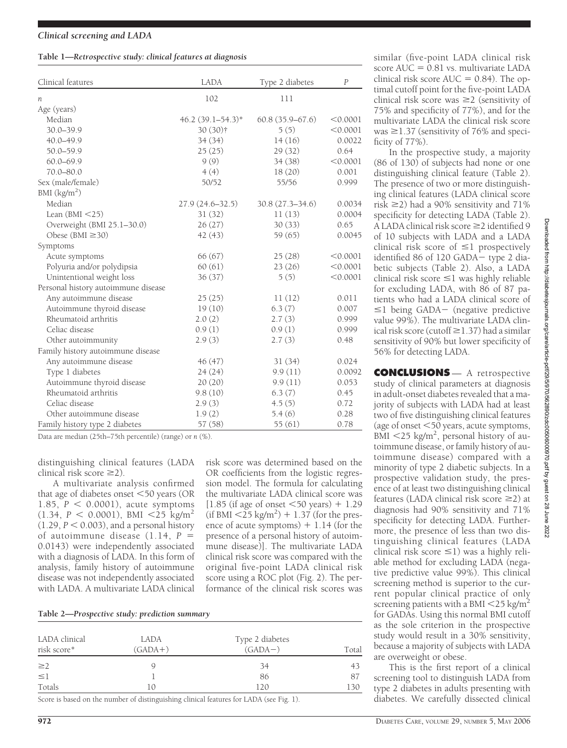**Table 1—Retrospective study: clinical features at diagnosis**

| Clinical features | LADA | Type 2 diabetes | *P* |
|---|---|---|---|
| *n* | 102 | 111 | |
| Age (years) | | | |
| Median | 46.2 (39.1–54.3)* | 60.8 (35.9–67.6) | <0.0001 |
| 30.0–39.9 | 30 (30)† | 5 (5) | <0.0001 |
| 40.0–49.9 | 34 (34) | 14 (16) | 0.0022 |
| 50.0–59.9 | 25 (25) | 29 (32) | 0.64 |
| 60.0–69.9 | 9 (9) | 34 (38) | <0.0001 |
| 70.0–80.0 | 4 (4) | 18 (20) | 0.001 |
| Sex (male/female) | 50/52 | 55/56 | 0.999 |
| BMI (kg/m$^2$) | | | |
| Median | 27.9 (24.6–32.5) | 30.8 (27.3–34.6) | 0.0034 |
| Lean (BMI <25) | 31 (32) | 11 (13) | 0.0004 |
| Overweight (BMI 25.1–30.0) | 26 (27) | 30 (33) | 0.65 |
| Obese (BMI ≥30) | 42 (43) | 59 (65) | 0.0045 |
| Symptoms | | | |
| Acute symptoms | 66 (67) | 25 (28) | <0.0001 |
| Polyuria and/or polydipsia | 60 (61) | 23 (26) | <0.0001 |
| Unintentional weight loss | 36 (37) | 5 (5) | <0.0001 |
| Personal history autoimmune disease | | | |
| Any autoimmune disease | 25 (25) | 11 (12) | 0.011 |
| Autoimmune thyroid disease | 19 (10) | 6.3 (7) | 0.007 |
| Rheumatoid arthritis | 2.0 (2) | 2.7 (3) | 0.999 |
| Celiac disease | 0.9 (1) | 0.9 (1) | 0.999 |
| Other autoimmunity | 2.9 (3) | 2.7 (3) | 0.48 |
| Family history autoimmune disease | | | |
| Any autoimmune disease | 46 (47) | 31 (34) | 0.024 |
| Type 1 diabetes | 24 (24) | 9.9 (11) | 0.0092 |
| Autoimmune thyroid disease | 20 (20) | 9.9 (11) | 0.053 |
| Rheumatoid arthritis | 9.8 (10) | 6.3 (7) | 0.45 |
| Celiac disease | 2.9 (3) | 4.5 (5) | 0.72 |
| Other autoimmune disease | 1.9 (2) | 5.4 (6) | 0.28 |
| Family history type 2 diabetes | 57 (58) | 55 (61) | 0.78 |

Data are median (25th–75th percentile) (range) or *n* (%).

distinguishing clinical features (LADA clinical risk score ≥2).

A multivariate analysis confirmed that age of diabetes onset <50 years (OR 1.85, $P < 0.0001$), acute symptoms (1.34, $P < 0.0001$), BMI <25 kg/m$^2$ (1.29, $P < 0.003$), and a personal history of autoimmune disease (1.14, $P = 0.0143$) were independently associated with a diagnosis of LADA. In this form of analysis, family history of autoimmune disease was not independently associated with LADA. A multivariate LADA clinical risk score was determined based on the OR coefficients from the logistic regression model. The formula for calculating the multivariate LADA clinical score was [1.85 (if age of onset <50 years) + 1.29 (if BMI <25 kg/m$^2$) + 1.37 (for the presence of acute symptoms) + 1.14 (for the presence of a personal history of autoimmune disease)]. The multivariate LADA clinical risk score was compared with the original five-point LADA clinical risk score using a ROC plot (Fig. 2). The performance of the clinical risk scores was similar (five-point LADA clinical risk score AUC = 0.81 vs. multivariate LADA clinical risk score AUC = 0.84). The optimal cutoff point for the five-point LADA clinical risk score was ≥2 (sensitivity of 75% and specificity of 77%), and for the multivariate LADA the clinical risk score was ≥1.37 (sensitivity of 76% and specificity of 77%).

In the prospective study, a majority (86 of 130) of subjects had none or one distinguishing clinical feature (Table 2). The presence of two or more distinguishing clinical features (LADA clinical score risk ≥2) had a 90% sensitivity and 71% specificity for detecting LADA (Table 2). A LADA clinical risk score ≥2 identified 9 of 10 subjects with LADA and a LADA clinical risk score of ≤1 prospectively identified 86 of 120 GADA− type 2 diabetic subjects (Table 2). Also, a LADA clinical risk score ≤1 was highly reliable for excluding LADA, with 86 of 87 patients who had a LADA clinical score of ≤1 being GADA− (negative predictive value 99%). The multivariate LADA clinical risk score (cutoff ≥1.37) had a similar sensitivity of 90% but lower specificity of 56% for detecting LADA.

**Table 2—Prospective study: prediction summary**

| LADA clinical risk score* | LADA (GADA+) | Type 2 diabetes (GADA−) | Total |
|---|---|---|---|
| ≥2 | 9 | 34 | 43 |
| ≤1 | 1 | 86 | 87 |
| Totals | 10 | 120 | 130 |

Score is based on the number of distinguishing clinical features for LADA (see Fig. 1).

## CONCLUSIONS

A retrospective study of clinical parameters at diagnosis in adult-onset diabetes revealed that a majority of subjects with LADA had at least two of five distinguishing clinical features (age of onset <50 years, acute symptoms, BMI <25 kg/m$^2$, personal history of autoimmune disease, or family history of autoimmune disease) compared with a minority of type 2 diabetic subjects. In a prospective validation study, the presence of at least two distinguishing clinical features (LADA clinical risk score ≥2) at diagnosis had 90% sensitivity and 71% specificity for detecting LADA. Furthermore, the presence of less than two distinguishing clinical features (LADA clinical risk score ≤1) was a highly reliable method for excluding LADA (negative predictive value 99%). This clinical screening method is superior to the current popular clinical practice of only screening patients with a BMI <25 kg/m$^2$ for GADAs. Using this normal BMI cutoff as the sole criterion in the prospective study would result in a 30% sensitivity, because a majority of subjects with LADA are overweight or obese.

This is the first report of a clinical screening tool to distinguish LADA from type 2 diabetes in adults presenting with diabetes. We carefully dissected clinical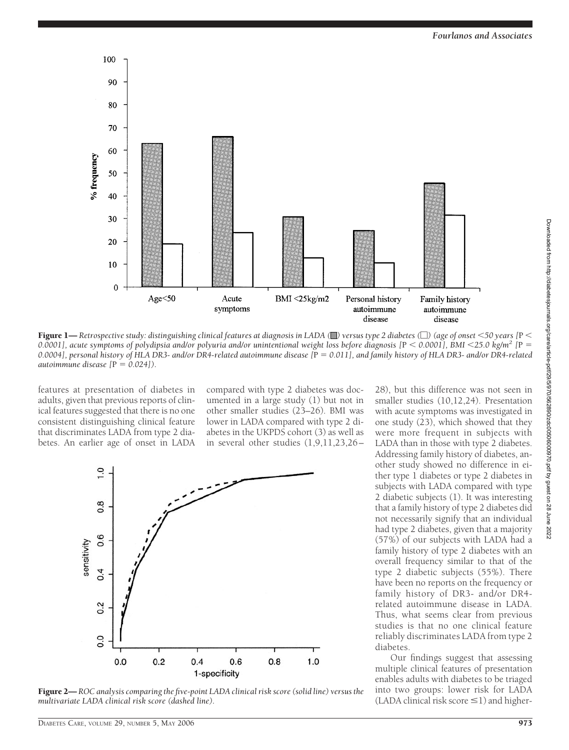**Figure 1**— *Retrospective study: distinguishing clinical features at diagnosis in LADA (■) versus type 2 diabetes (□) (age of onset <50 years [*P *< 0.0001], acute symptoms of polydipsia and/or polyuria and/or unintentional weight loss before diagnosis [*P *< 0.0001], BMI <25.0 kg/m² [*P *= 0.0004], personal history of HLA DR3- and/or DR4-related autoimmune disease [*P *= 0.011], and family history of HLA DR3- and/or DR4-related autoimmune disease [*P *= 0.024]).*

features at presentation of diabetes in adults, given that previous reports of clinical features suggested that there is no one consistent distinguishing clinical feature that discriminates LADA from type 2 diabetes. An earlier age of onset in LADA compared with type 2 diabetes was documented in a large study (1) but not in other smaller studies (23–26). BMI was lower in LADA compared with type 2 diabetes in the UKPDS cohort (3) as well as in several other studies (1,9,11,23,26–28), but this difference was not seen in smaller studies (10,12,24). Presentation with acute symptoms was investigated in one study (23), which showed that they were more frequent in subjects with LADA than in those with type 2 diabetes. Addressing family history of diabetes, another study showed no difference in either type 1 diabetes or type 2 diabetes in subjects with LADA compared with type 2 diabetic subjects (1). It was interesting that a family history of type 2 diabetes did not necessarily signify that an individual had type 2 diabetes, given that a majority (57%) of our subjects with LADA had a family history of type 2 diabetes with an overall frequency similar to that of the type 2 diabetic subjects (55%). There have been no reports on the frequency or family history of DR3- and/or DR4-related autoimmune disease in LADA. Thus, what seems clear from previous studies is that no one clinical feature reliably discriminates LADA from type 2 diabetes.

**Figure 2**— *ROC analysis comparing the five-point LADA clinical risk score (solid line) versus the multivariate LADA clinical risk score (dashed line).*

Our findings suggest that assessing multiple clinical features of presentation enables adults with diabetes to be triaged into two groups: lower risk for LADA (LADA clinical risk score ≤1) and higher-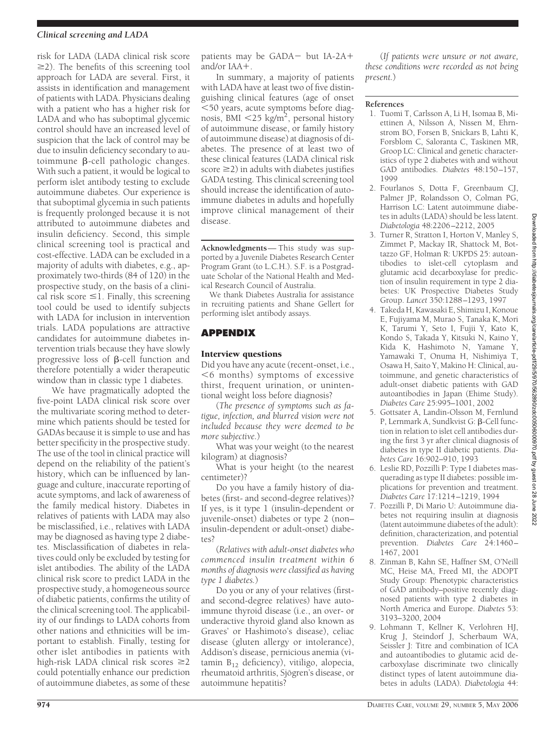risk for LADA (LADA clinical risk score ≥2). The benefits of this screening tool approach for LADA are several. First, it assists in identification and management of patients with LADA. Physicians dealing with a patient who has a higher risk for LADA and who has suboptimal glycemic control should have an increased level of suspicion that the lack of control may be due to insulin deficiency secondary to autoimmune β-cell pathologic changes. With such a patient, it would be logical to perform islet antibody testing to exclude autoimmune diabetes. Our experience is that suboptimal glycemia in such patients is frequently prolonged because it is not attributed to autoimmune diabetes and insulin deficiency. Second, this simple clinical screening tool is practical and cost-effective. LADA can be excluded in a majority of adults with diabetes, e.g., approximately two-thirds (84 of 120) in the prospective study, on the basis of a clinical risk score ≤1. Finally, this screening tool could be used to identify subjects with LADA for inclusion in intervention trials. LADA populations are attractive candidates for autoimmune diabetes intervention trials because they have slowly progressive loss of β-cell function and therefore potentially a wider therapeutic window than in classic type 1 diabetes.

We have pragmatically adopted the five-point LADA clinical risk score over the multivariate scoring method to determine which patients should be tested for GADAs because it is simple to use and has better specificity in the prospective study. The use of the tool in clinical practice will depend on the reliability of the patient's history, which can be influenced by language and culture, inaccurate reporting of acute symptoms, and lack of awareness of the family medical history. Diabetes in relatives of patients with LADA may also be misclassified, i.e., relatives with LADA may be diagnosed as having type 2 diabetes. Misclassification of diabetes in relatives could only be excluded by testing for islet antibodies. The ability of the LADA clinical risk score to predict LADA in the prospective study, a homogeneous source of diabetic patients, confirms the utility of the clinical screening tool. The applicability of our findings to LADA cohorts from other nations and ethnicities will be important to establish. Finally, testing for other islet antibodies in patients with high-risk LADA clinical risk scores ≥2 could potentially enhance our prediction of autoimmune diabetes, as some of these patients may be GADA− but IA-2A+ and/or IAA+.

In summary, a majority of patients with LADA have at least two of five distinguishing clinical features (age of onset <50 years, acute symptoms before diagnosis, BMI <25 kg/m$^2$, personal history of autoimmune disease, or family history of autoimmune disease) at diagnosis of diabetes. The presence of at least two of these clinical features (LADA clinical risk score ≥2) in adults with diabetes justifies GADA testing. This clinical screening tool should increase the identification of autoimmune diabetes in adults and hopefully improve clinical management of their disease.

**Acknowledgments**— This study was supported by a Juvenile Diabetes Research Center Program Grant (to L.C.H.). S.F. is a Postgraduate Scholar of the National Health and Medical Research Council of Australia.

We thank Diabetes Australia for assistance in recruiting patients and Shane Gellert for performing islet antibody assays.

## APPENDIX

### Interview questions

Did you have any acute (recent-onset, i.e., <6 months) symptoms of excessive thirst, frequent urination, or unintentional weight loss before diagnosis?

(*The presence of symptoms such as fatigue, infection, and blurred vision were not included because they were deemed to be more subjective.*)

What was your weight (to the nearest kilogram) at diagnosis?

What is your height (to the nearest centimeter)?

Do you have a family history of diabetes (first- and second-degree relatives)? If yes, is it type 1 (insulin-dependent or juvenile-onset) diabetes or type 2 (non–insulin-dependent or adult-onset) diabetes?

(*Relatives with adult-onset diabetes who commenced insulin treatment within 6 months of diagnosis were classified as having type 1 diabetes.*)

Do you or any of your relatives (first- and second-degree relatives) have autoimmune thyroid disease (i.e., an over- or underactive thyroid gland also known as Graves' or Hashimoto's disease), celiac disease (gluten allergy or intolerance), Addison's disease, pernicious anemia (vitamin $B_{12}$ deficiency), vitiligo, alopecia, rheumatoid arthritis, Sjögren's disease, or autoimmune hepatitis?

(*If patients were unsure or not aware, these conditions were recorded as not being present.*)

### References

1. Tuomi T, Carlsson A, Li H, Isomaa B, Miettinen A, Nilsson A, Nissen M, Ehrnstrom BO, Forsen B, Snickars B, Lahti K, Forsblom C, Saloranta C, Taskinen MR, Groop LC: Clinical and genetic characteristics of type 2 diabetes with and without GAD antibodies. *Diabetes* 48:150–157, 1999
2. Fourlanos S, Dotta F, Greenbaum CJ, Palmer JP, Rolandsson O, Colman PG, Harrison LC: Latent autoimmune diabetes in adults (LADA) should be less latent. *Diabetologia* 48:2206–2212, 2005
3. Turner R, Stratton I, Horton V, Manley S, Zimmet P, Mackay IR, Shattock M, Bottazzo GF, Holman R: UKPDS 25: autoantibodies to islet-cell cytoplasm and glutamic acid decarboxylase for prediction of insulin requirement in type 2 diabetes: UK Prospective Diabetes Study Group. *Lancet* 350:1288–1293, 1997
4. Takeda H, Kawasaki E, Shimizu I, Konoue E, Fujiyama M, Murao S, Tanaka K, Mori K, Tarumi Y, Seto I, Fujii Y, Kato K, Kondo S, Takada Y, Kitsuki N, Kaino Y, Kida K, Hashimoto N, Yamane T, Yamawaki T, Onuma H, Nishimiya T, Osawa H, Saito Y, Makino H: Clinical, autoimmune, and genetic characteristics of adult-onset diabetic patients with GAD autoantibodies in Japan (Ehime Study). *Diabetes Care* 25:995–1001, 2002
5. Gottsater A, Landin-Olsson M, Fernlund P, Lernmark A, Sundkvist G: β-Cell function in relation to islet cell antibodies during the first 3 yr after clinical diagnosis of diabetes in type II diabetic patients. *Diabetes Care* 16:902–910, 1993
6. Leslie RD, Pozzilli P: Type I diabetes masquerading as type II diabetes: possible implications for prevention and treatment. *Diabetes Care* 17:1214–1219, 1994
7. Pozzilli P, Di Mario U: Autoimmune diabetes not requiring insulin at diagnosis (latent autoimmune diabetes of the adult): definition, characterization, and potential prevention. *Diabetes Care* 24:1460–1467, 2001
8. Zinman B, Kahn SE, Haffner SM, O'Neill MC, Heise MA, Freed MI, the ADOPT Study Group: Phenotypic characteristics of GAD antibody–positive recently diagnosed patients with type 2 diabetes in North America and Europe. *Diabetes* 53: 3193–3200, 2004
9. Lohmann T, Kellner K, Verlohren HJ, Krug J, Steindorf J, Scherbaum WA, Seissler J: Titre and combination of ICA and autoantibodies to glutamic acid decarboxylase discriminate two clinically distinct types of latent autoimmune diabetes in adults (LADA). *Diabetologia* 44: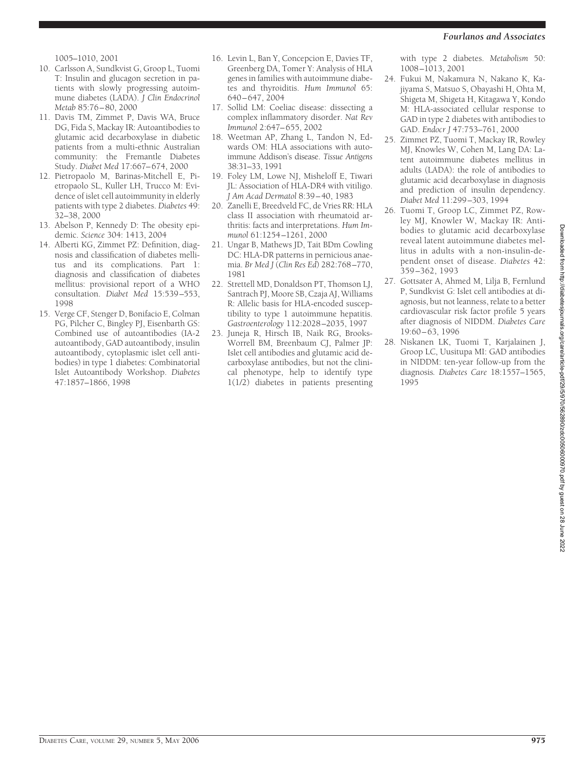1005–1010, 2001

10. Carlsson A, Sundkvist G, Groop L, Tuomi T: Insulin and glucagon secretion in patients with slowly progressing autoimmune diabetes (LADA). *J Clin Endocrinol Metab* 85:76–80, 2000
11. Davis TM, Zimmet P, Davis WA, Bruce DG, Fida S, Mackay IR: Autoantibodies to glutamic acid decarboxylase in diabetic patients from a multi-ethnic Australian community: the Fremantle Diabetes Study. *Diabet Med* 17:667–674, 2000
12. Pietropaolo M, Barinas-Mitchell E, Pietropaolo SL, Kuller LH, Trucco M: Evidence of islet cell autoimmunity in elderly patients with type 2 diabetes. *Diabetes* 49: 32–38, 2000
13. Abelson P, Kennedy D: The obesity epidemic. *Science* 304: 1413, 2004
14. Alberti KG, Zimmet PZ: Definition, diagnosis and classification of diabetes mellitus and its complications. Part 1: diagnosis and classification of diabetes mellitus: provisional report of a WHO consultation. *Diabet Med* 15:539–553, 1998
15. Verge CF, Stenger D, Bonifacio E, Colman PG, Pilcher C, Bingley PJ, Eisenbarth GS: Combined use of autoantibodies (IA-2 autoantibody, GAD autoantibody, insulin autoantibody, cytoplasmic islet cell antibodies) in type 1 diabetes: Combinatorial Islet Autoantibody Workshop. *Diabetes* 47:1857–1866, 1998
16. Levin L, Ban Y, Concepcion E, Davies TF, Greenberg DA, Tomer Y: Analysis of HLA genes in families with autoimmune diabetes and thyroiditis. *Hum Immunol* 65: 640–647, 2004
17. Sollid LM: Coeliac disease: dissecting a complex inflammatory disorder. *Nat Rev Immunol* 2:647–655, 2002
18. Weetman AP, Zhang L, Tandon N, Edwards OM: HLA associations with autoimmune Addison's disease. *Tissue Antigens* 38:31–33, 1991
19. Foley LM, Lowe NJ, Misheloff E, Tiwari JL: Association of HLA-DR4 with vitiligo. *J Am Acad Dermatol* 8:39–40, 1983
20. Zanelli E, Breedveld FC, de Vries RR: HLA class II association with rheumatoid arthritis: facts and interpretations. *Hum Immunol* 61:1254–1261, 2000
21. Ungar B, Mathews JD, Tait BDm Cowling DC: HLA-DR patterns in pernicious anaemia. *Br Med J (Clin Res Ed)* 282:768–770, 1981
22. Strettell MD, Donaldson PT, Thomson LJ, Santrach PJ, Moore SB, Czaja AJ, Williams R: Allelic basis for HLA-encoded susceptibility to type 1 autoimmune hepatitis. *Gastroenterology* 112:2028–2035, 1997
23. Juneja R, Hirsch IB, Naik RG, Brooks-Worrell BM, Breenbaum CJ, Palmer JP: Islet cell antibodies and glutamic acid decarboxylase antibodies, but not the clinical phenotype, help to identify type 1(1/2) diabetes in patients presenting with type 2 diabetes. *Metabolism* 50: 1008–1013, 2001
24. Fukui M, Nakamura N, Nakano K, Kajiyama S, Matsuo S, Obayashi H, Ohta M, Shigeta M, Shigeta H, Kitagawa Y, Kondo M: HLA-associated cellular response to GAD in type 2 diabetes with antibodies to GAD. *Endocr J* 47:753–761, 2000
25. Zimmet PZ, Tuomi T, Mackay IR, Rowley MJ, Knowles W, Cohen M, Lang DA: Latent autoimmune diabetes mellitus in adults (LADA): the role of antibodies to glutamic acid decarboxylase in diagnosis and prediction of insulin dependency. *Diabet Med* 11:299–303, 1994
26. Tuomi T, Groop LC, Zimmet PZ, Rowley MJ, Knowler W, Mackay IR: Antibodies to glutamic acid decarboxylase reveal latent autoimmune diabetes mellitus in adults with a non-insulin-dependent onset of disease. *Diabetes* 42: 359–362, 1993
27. Gottsater A, Ahmed M, Lilja B, Fernlund P, Sundkvist G: Islet cell antibodies at diagnosis, but not leanness, relate to a better cardiovascular risk factor profile 5 years after diagnosis of NIDDM. *Diabetes Care* 19:60–63, 1996
28. Niskanen LK, Tuomi T, Karjalainen J, Groop LC, Uusitupa MI: GAD antibodies in NIDDM: ten-year follow-up from the diagnosis. *Diabetes Care* 18:1557–1565, 1995